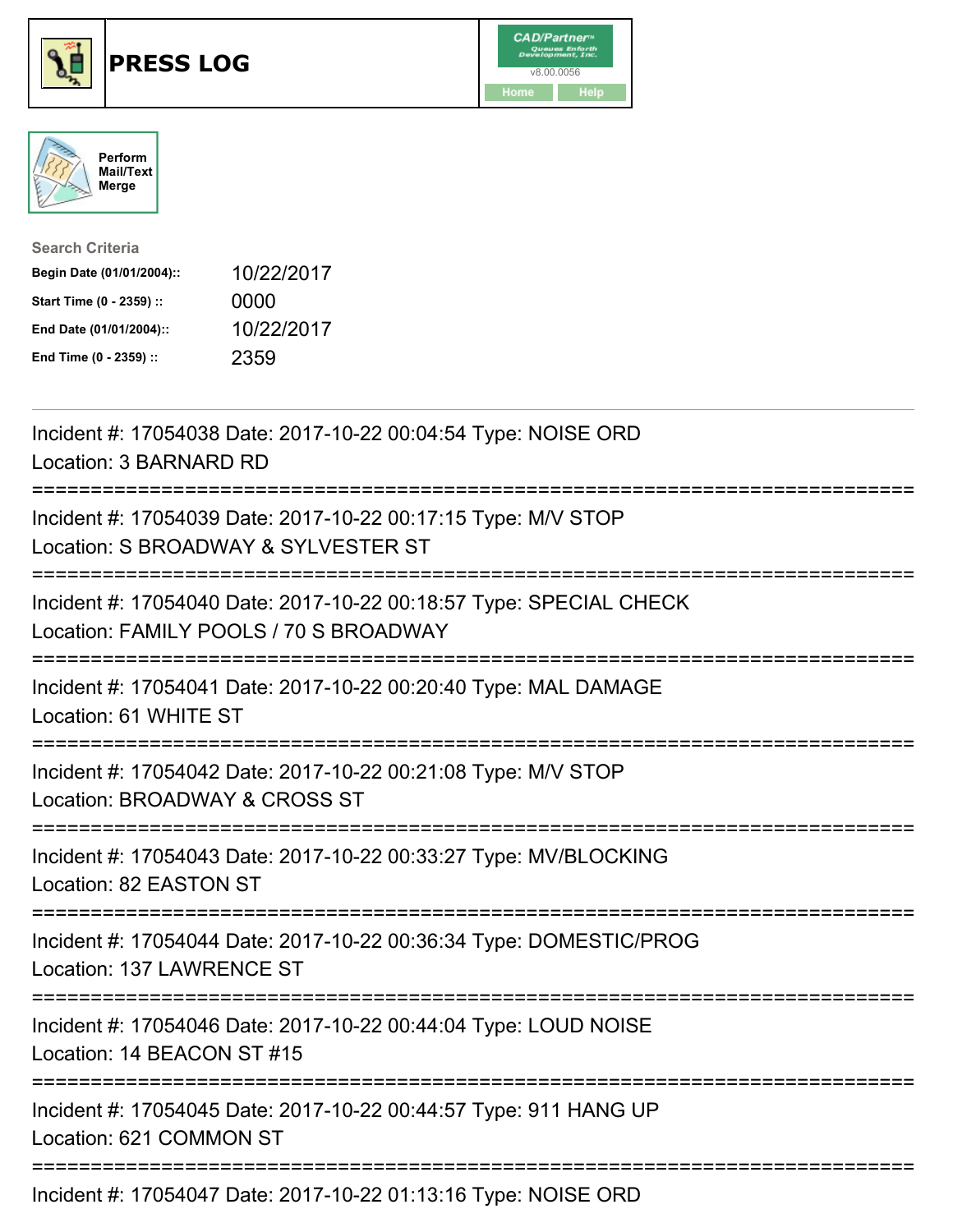# PRESS LOG

CAD/Partner v8.00.0056

Home | Help

Perform Mail/Text Merge

**Search Criteria**

| | |
|---|---|
| Begin Date (01/01/2004):: | 10/22/2017 |
| Start Time (0 - 2359) :: | 0000 |
| End Date (01/01/2004):: | 10/22/2017 |
| End Time (0 - 2359) :: | 2359 |

---

Incident #: 17054038 Date: 2017-10-22 00:04:54 Type: NOISE ORD
Location: 3 BARNARD RD

===========================================================================

Incident #: 17054039 Date: 2017-10-22 00:17:15 Type: M/V STOP
Location: S BROADWAY & SYLVESTER ST

===========================================================================

Incident #: 17054040 Date: 2017-10-22 00:18:57 Type: SPECIAL CHECK
Location: FAMILY POOLS / 70 S BROADWAY

===========================================================================

Incident #: 17054041 Date: 2017-10-22 00:20:40 Type: MAL DAMAGE
Location: 61 WHITE ST

===========================================================================

Incident #: 17054042 Date: 2017-10-22 00:21:08 Type: M/V STOP
Location: BROADWAY & CROSS ST

===========================================================================

Incident #: 17054043 Date: 2017-10-22 00:33:27 Type: MV/BLOCKING
Location: 82 EASTON ST

===========================================================================

Incident #: 17054044 Date: 2017-10-22 00:36:34 Type: DOMESTIC/PROG
Location: 137 LAWRENCE ST

===========================================================================

Incident #: 17054046 Date: 2017-10-22 00:44:04 Type: LOUD NOISE
Location: 14 BEACON ST #15

===========================================================================

Incident #: 17054045 Date: 2017-10-22 00:44:57 Type: 911 HANG UP
Location: 621 COMMON ST

===========================================================================

Incident #: 17054047 Date: 2017-10-22 01:13:16 Type: NOISE ORD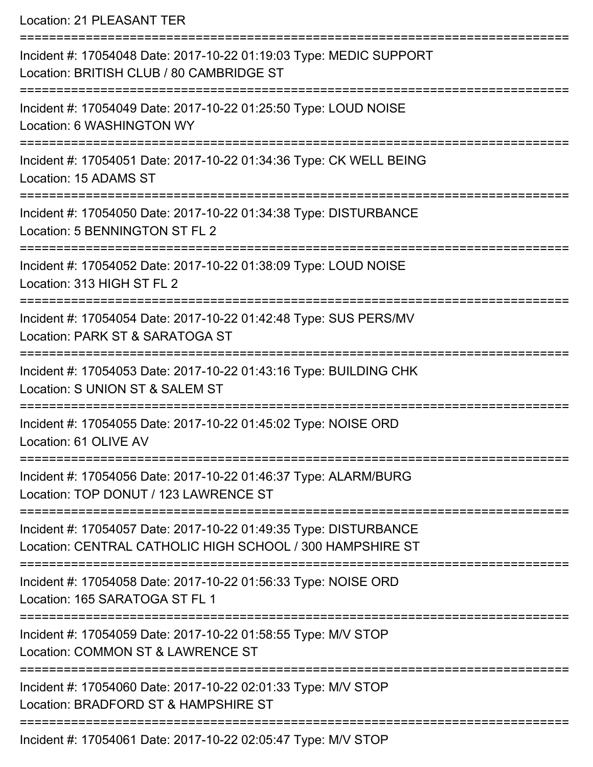Location: 21 PLEASANT TER

===========================================================================

Incident #: 17054048 Date: 2017-10-22 01:19:03 Type: MEDIC SUPPORT
Location: BRITISH CLUB / 80 CAMBRIDGE ST

===========================================================================

Incident #: 17054049 Date: 2017-10-22 01:25:50 Type: LOUD NOISE
Location: 6 WASHINGTON WY

===========================================================================

Incident #: 17054051 Date: 2017-10-22 01:34:36 Type: CK WELL BEING
Location: 15 ADAMS ST

===========================================================================

Incident #: 17054050 Date: 2017-10-22 01:34:38 Type: DISTURBANCE
Location: 5 BENNINGTON ST FL 2

===========================================================================

Incident #: 17054052 Date: 2017-10-22 01:38:09 Type: LOUD NOISE
Location: 313 HIGH ST FL 2

===========================================================================

Incident #: 17054054 Date: 2017-10-22 01:42:48 Type: SUS PERS/MV
Location: PARK ST & SARATOGA ST

===========================================================================

Incident #: 17054053 Date: 2017-10-22 01:43:16 Type: BUILDING CHK
Location: S UNION ST & SALEM ST

===========================================================================

Incident #: 17054055 Date: 2017-10-22 01:45:02 Type: NOISE ORD
Location: 61 OLIVE AV

===========================================================================

Incident #: 17054056 Date: 2017-10-22 01:46:37 Type: ALARM/BURG
Location: TOP DONUT / 123 LAWRENCE ST

===========================================================================

Incident #: 17054057 Date: 2017-10-22 01:49:35 Type: DISTURBANCE
Location: CENTRAL CATHOLIC HIGH SCHOOL / 300 HAMPSHIRE ST

===========================================================================

Incident #: 17054058 Date: 2017-10-22 01:56:33 Type: NOISE ORD
Location: 165 SARATOGA ST FL 1

===========================================================================

Incident #: 17054059 Date: 2017-10-22 01:58:55 Type: M/V STOP
Location: COMMON ST & LAWRENCE ST

===========================================================================

Incident #: 17054060 Date: 2017-10-22 02:01:33 Type: M/V STOP
Location: BRADFORD ST & HAMPSHIRE ST

===========================================================================

Incident #: 17054061 Date: 2017-10-22 02:05:47 Type: M/V STOP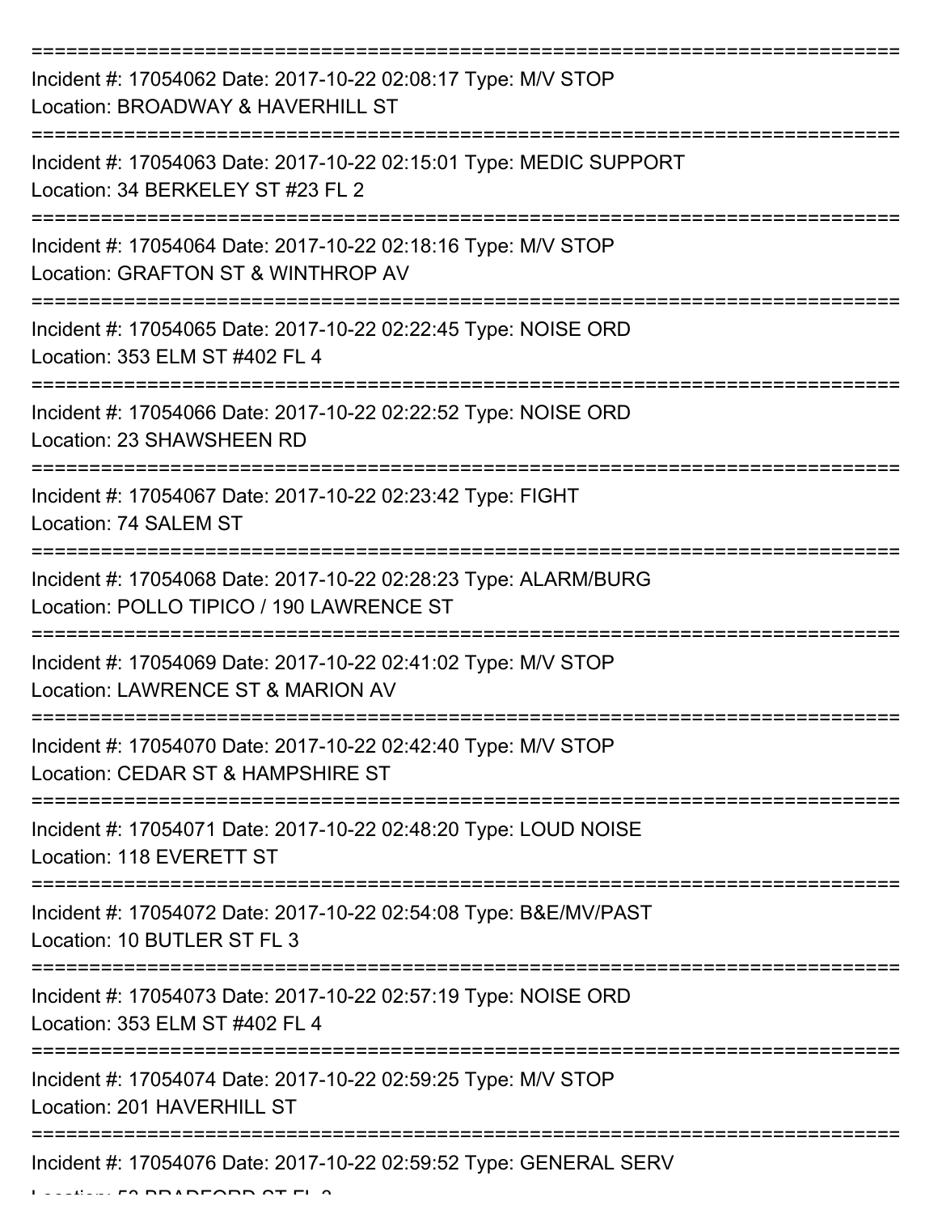===========================================================================

Incident #: 17054062 Date: 2017-10-22 02:08:17 Type: M/V STOP
Location: BROADWAY & HAVERHILL ST

===========================================================================

Incident #: 17054063 Date: 2017-10-22 02:15:01 Type: MEDIC SUPPORT
Location: 34 BERKELEY ST #23 FL 2

===========================================================================

Incident #: 17054064 Date: 2017-10-22 02:18:16 Type: M/V STOP
Location: GRAFTON ST & WINTHROP AV

===========================================================================

Incident #: 17054065 Date: 2017-10-22 02:22:45 Type: NOISE ORD
Location: 353 ELM ST #402 FL 4

===========================================================================

Incident #: 17054066 Date: 2017-10-22 02:22:52 Type: NOISE ORD
Location: 23 SHAWSHEEN RD

===========================================================================

Incident #: 17054067 Date: 2017-10-22 02:23:42 Type: FIGHT
Location: 74 SALEM ST

===========================================================================

Incident #: 17054068 Date: 2017-10-22 02:28:23 Type: ALARM/BURG
Location: POLLO TIPICO / 190 LAWRENCE ST

===========================================================================

Incident #: 17054069 Date: 2017-10-22 02:41:02 Type: M/V STOP
Location: LAWRENCE ST & MARION AV

===========================================================================

Incident #: 17054070 Date: 2017-10-22 02:42:40 Type: M/V STOP
Location: CEDAR ST & HAMPSHIRE ST

===========================================================================

Incident #: 17054071 Date: 2017-10-22 02:48:20 Type: LOUD NOISE
Location: 118 EVERETT ST

===========================================================================

Incident #: 17054072 Date: 2017-10-22 02:54:08 Type: B&E/MV/PAST
Location: 10 BUTLER ST FL 3

===========================================================================

Incident #: 17054073 Date: 2017-10-22 02:57:19 Type: NOISE ORD
Location: 353 ELM ST #402 FL 4

===========================================================================

Incident #: 17054074 Date: 2017-10-22 02:59:25 Type: M/V STOP
Location: 201 HAVERHILL ST

===========================================================================

Incident #: 17054076 Date: 2017-10-22 02:59:52 Type: GENERAL SERV
Location: 53 BRADFORD ST FL 3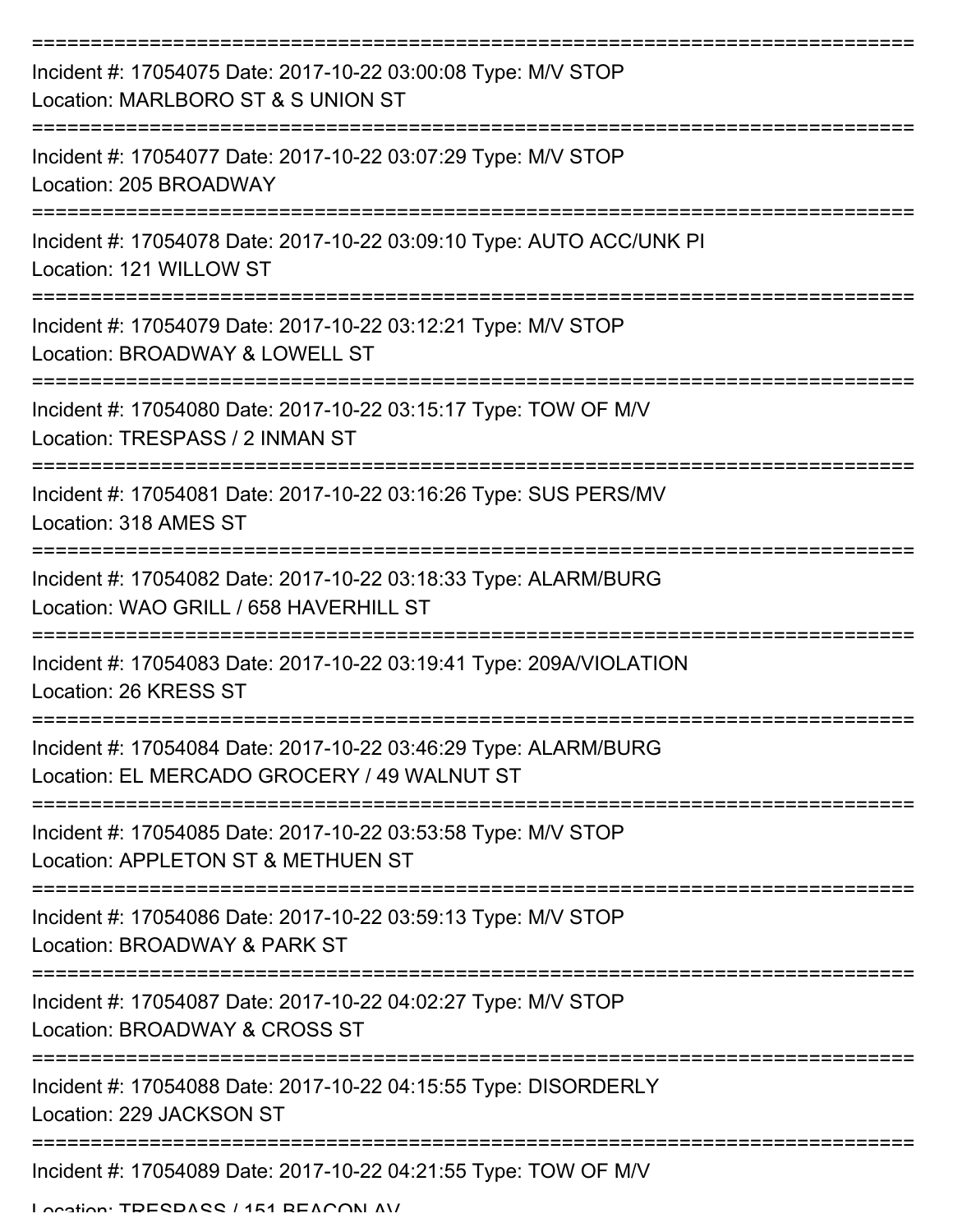===========================================================================

Incident #: 17054075 Date: 2017-10-22 03:00:08 Type: M/V STOP
Location: MARLBORO ST & S UNION ST

===========================================================================

Incident #: 17054077 Date: 2017-10-22 03:07:29 Type: M/V STOP
Location: 205 BROADWAY

===========================================================================

Incident #: 17054078 Date: 2017-10-22 03:09:10 Type: AUTO ACC/UNK PI
Location: 121 WILLOW ST

===========================================================================

Incident #: 17054079 Date: 2017-10-22 03:12:21 Type: M/V STOP
Location: BROADWAY & LOWELL ST

===========================================================================

Incident #: 17054080 Date: 2017-10-22 03:15:17 Type: TOW OF M/V
Location: TRESPASS / 2 INMAN ST

===========================================================================

Incident #: 17054081 Date: 2017-10-22 03:16:26 Type: SUS PERS/MV
Location: 318 AMES ST

===========================================================================

Incident #: 17054082 Date: 2017-10-22 03:18:33 Type: ALARM/BURG
Location: WAO GRILL / 658 HAVERHILL ST

===========================================================================

Incident #: 17054083 Date: 2017-10-22 03:19:41 Type: 209A/VIOLATION
Location: 26 KRESS ST

===========================================================================

Incident #: 17054084 Date: 2017-10-22 03:46:29 Type: ALARM/BURG
Location: EL MERCADO GROCERY / 49 WALNUT ST

===========================================================================

Incident #: 17054085 Date: 2017-10-22 03:53:58 Type: M/V STOP
Location: APPLETON ST & METHUEN ST

===========================================================================

Incident #: 17054086 Date: 2017-10-22 03:59:13 Type: M/V STOP
Location: BROADWAY & PARK ST

===========================================================================

Incident #: 17054087 Date: 2017-10-22 04:02:27 Type: M/V STOP
Location: BROADWAY & CROSS ST

===========================================================================

Incident #: 17054088 Date: 2017-10-22 04:15:55 Type: DISORDERLY
Location: 229 JACKSON ST

===========================================================================

Incident #: 17054089 Date: 2017-10-22 04:21:55 Type: TOW OF M/V
Location: TRESPASS / 151 BEACON AV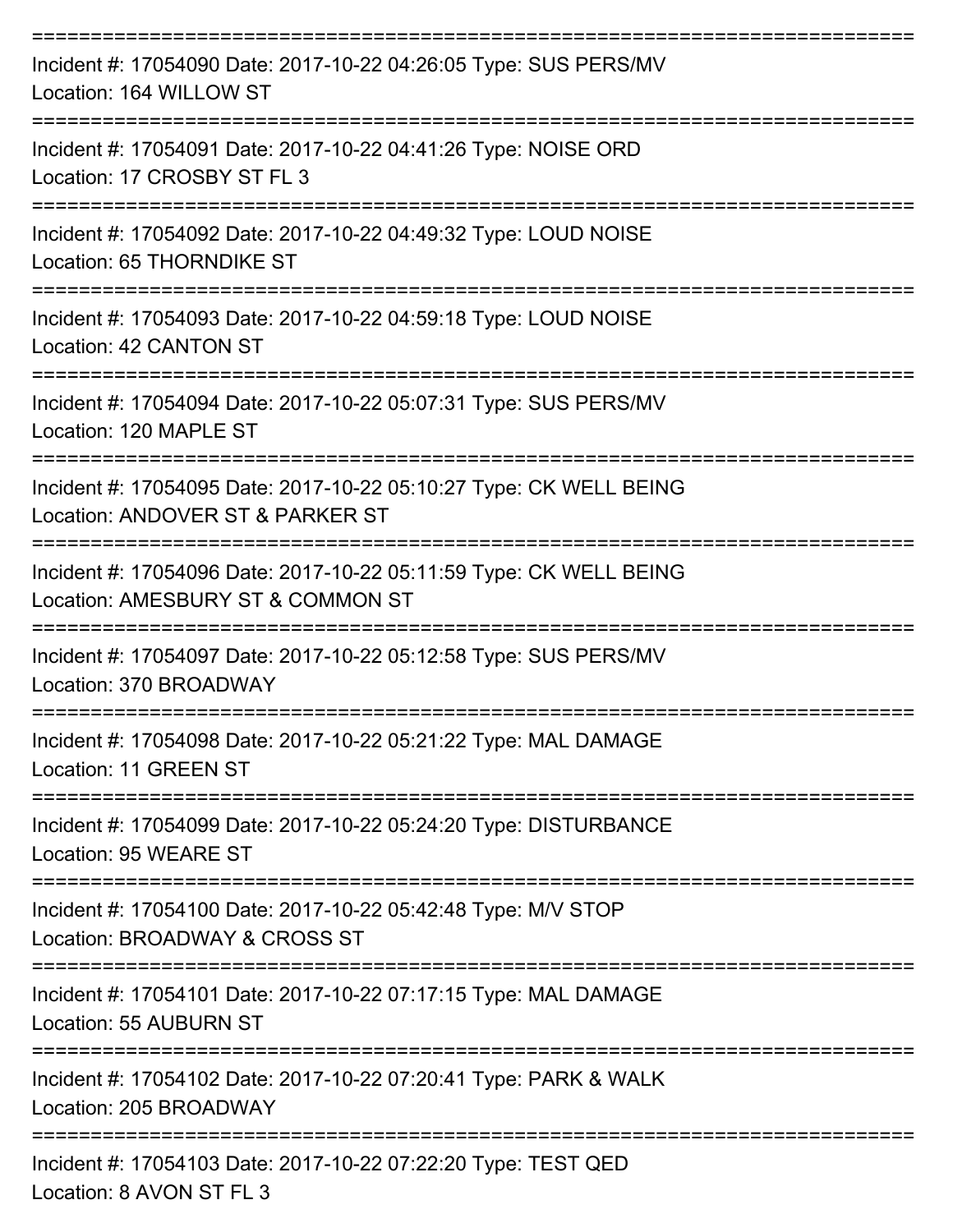===========================================================================

Incident #: 17054090 Date: 2017-10-22 04:26:05 Type: SUS PERS/MV
Location: 164 WILLOW ST

===========================================================================

Incident #: 17054091 Date: 2017-10-22 04:41:26 Type: NOISE ORD
Location: 17 CROSBY ST FL 3

===========================================================================

Incident #: 17054092 Date: 2017-10-22 04:49:32 Type: LOUD NOISE
Location: 65 THORNDIKE ST

===========================================================================

Incident #: 17054093 Date: 2017-10-22 04:59:18 Type: LOUD NOISE
Location: 42 CANTON ST

===========================================================================

Incident #: 17054094 Date: 2017-10-22 05:07:31 Type: SUS PERS/MV
Location: 120 MAPLE ST

===========================================================================

Incident #: 17054095 Date: 2017-10-22 05:10:27 Type: CK WELL BEING
Location: ANDOVER ST & PARKER ST

===========================================================================

Incident #: 17054096 Date: 2017-10-22 05:11:59 Type: CK WELL BEING
Location: AMESBURY ST & COMMON ST

===========================================================================

Incident #: 17054097 Date: 2017-10-22 05:12:58 Type: SUS PERS/MV
Location: 370 BROADWAY

===========================================================================

Incident #: 17054098 Date: 2017-10-22 05:21:22 Type: MAL DAMAGE
Location: 11 GREEN ST

===========================================================================

Incident #: 17054099 Date: 2017-10-22 05:24:20 Type: DISTURBANCE
Location: 95 WEARE ST

===========================================================================

Incident #: 17054100 Date: 2017-10-22 05:42:48 Type: M/V STOP
Location: BROADWAY & CROSS ST

===========================================================================

Incident #: 17054101 Date: 2017-10-22 07:17:15 Type: MAL DAMAGE
Location: 55 AUBURN ST

===========================================================================

Incident #: 17054102 Date: 2017-10-22 07:20:41 Type: PARK & WALK
Location: 205 BROADWAY

===========================================================================

Incident #: 17054103 Date: 2017-10-22 07:22:20 Type: TEST QED
Location: 8 AVON ST FL 3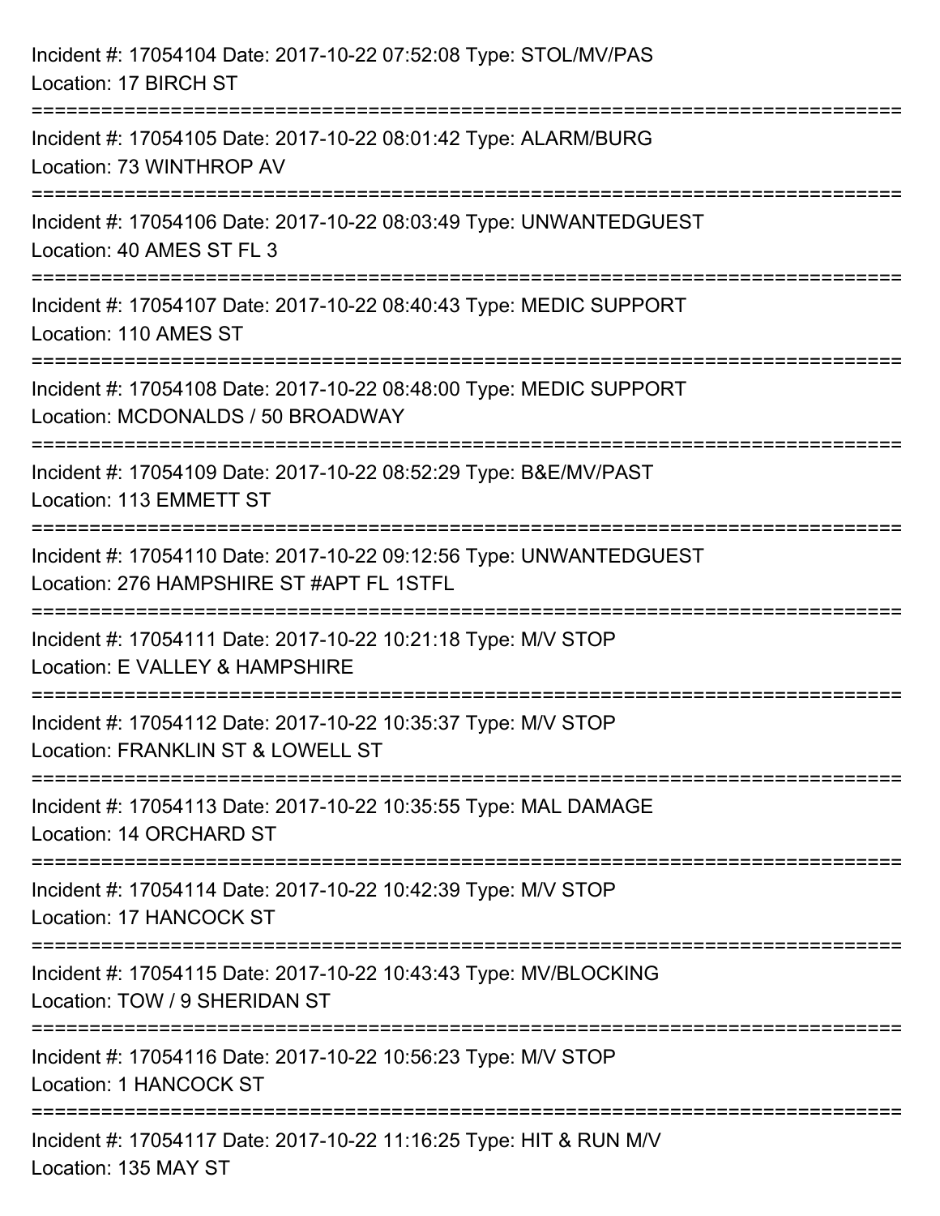Incident #: 17054104 Date: 2017-10-22 07:52:08 Type: STOL/MV/PAS
Location: 17 BIRCH ST

===========================================================================

Incident #: 17054105 Date: 2017-10-22 08:01:42 Type: ALARM/BURG
Location: 73 WINTHROP AV

===========================================================================

Incident #: 17054106 Date: 2017-10-22 08:03:49 Type: UNWANTEDGUEST
Location: 40 AMES ST FL 3

===========================================================================

Incident #: 17054107 Date: 2017-10-22 08:40:43 Type: MEDIC SUPPORT
Location: 110 AMES ST

===========================================================================

Incident #: 17054108 Date: 2017-10-22 08:48:00 Type: MEDIC SUPPORT
Location: MCDONALDS / 50 BROADWAY

===========================================================================

Incident #: 17054109 Date: 2017-10-22 08:52:29 Type: B&E/MV/PAST
Location: 113 EMMETT ST

===========================================================================

Incident #: 17054110 Date: 2017-10-22 09:12:56 Type: UNWANTEDGUEST
Location: 276 HAMPSHIRE ST #APT FL 1STFL

===========================================================================

Incident #: 17054111 Date: 2017-10-22 10:21:18 Type: M/V STOP
Location: E VALLEY & HAMPSHIRE

===========================================================================

Incident #: 17054112 Date: 2017-10-22 10:35:37 Type: M/V STOP
Location: FRANKLIN ST & LOWELL ST

===========================================================================

Incident #: 17054113 Date: 2017-10-22 10:35:55 Type: MAL DAMAGE
Location: 14 ORCHARD ST

===========================================================================

Incident #: 17054114 Date: 2017-10-22 10:42:39 Type: M/V STOP
Location: 17 HANCOCK ST

===========================================================================

Incident #: 17054115 Date: 2017-10-22 10:43:43 Type: MV/BLOCKING
Location: TOW / 9 SHERIDAN ST

===========================================================================

Incident #: 17054116 Date: 2017-10-22 10:56:23 Type: M/V STOP
Location: 1 HANCOCK ST

===========================================================================

Incident #: 17054117 Date: 2017-10-22 11:16:25 Type: HIT & RUN M/V
Location: 135 MAY ST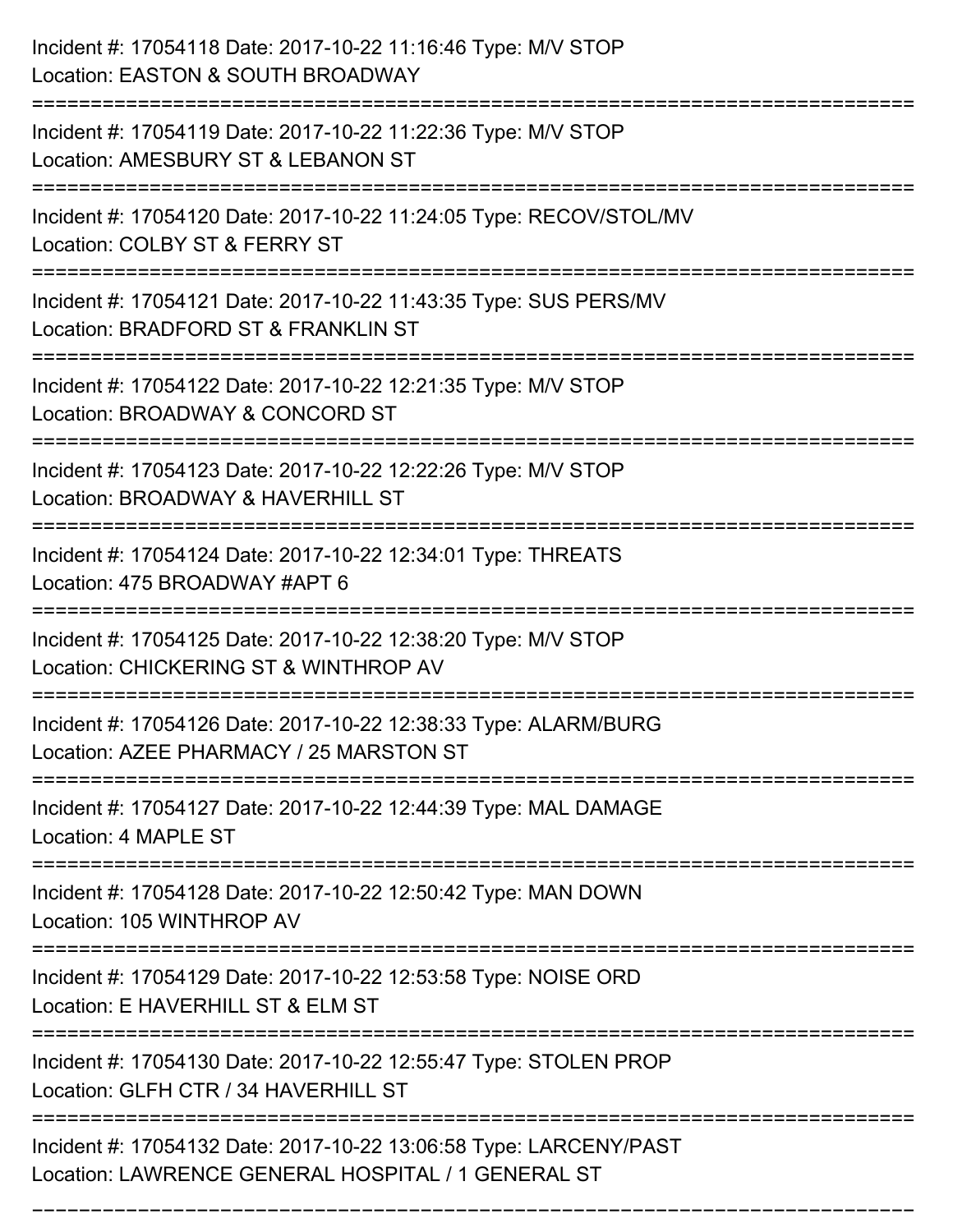Incident #: 17054118 Date: 2017-10-22 11:16:46 Type: M/V STOP
Location: EASTON & SOUTH BROADWAY

===========================================================================

Incident #: 17054119 Date: 2017-10-22 11:22:36 Type: M/V STOP
Location: AMESBURY ST & LEBANON ST

===========================================================================

Incident #: 17054120 Date: 2017-10-22 11:24:05 Type: RECOV/STOL/MV
Location: COLBY ST & FERRY ST

===========================================================================

Incident #: 17054121 Date: 2017-10-22 11:43:35 Type: SUS PERS/MV
Location: BRADFORD ST & FRANKLIN ST

===========================================================================

Incident #: 17054122 Date: 2017-10-22 12:21:35 Type: M/V STOP
Location: BROADWAY & CONCORD ST

===========================================================================

Incident #: 17054123 Date: 2017-10-22 12:22:26 Type: M/V STOP
Location: BROADWAY & HAVERHILL ST

===========================================================================

Incident #: 17054124 Date: 2017-10-22 12:34:01 Type: THREATS
Location: 475 BROADWAY #APT 6

===========================================================================

Incident #: 17054125 Date: 2017-10-22 12:38:20 Type: M/V STOP
Location: CHICKERING ST & WINTHROP AV

===========================================================================

Incident #: 17054126 Date: 2017-10-22 12:38:33 Type: ALARM/BURG
Location: AZEE PHARMACY / 25 MARSTON ST

===========================================================================

Incident #: 17054127 Date: 2017-10-22 12:44:39 Type: MAL DAMAGE
Location: 4 MAPLE ST

===========================================================================

Incident #: 17054128 Date: 2017-10-22 12:50:42 Type: MAN DOWN
Location: 105 WINTHROP AV

===========================================================================

Incident #: 17054129 Date: 2017-10-22 12:53:58 Type: NOISE ORD
Location: E HAVERHILL ST & ELM ST

===========================================================================

Incident #: 17054130 Date: 2017-10-22 12:55:47 Type: STOLEN PROP
Location: GLFH CTR / 34 HAVERHILL ST

===========================================================================

Incident #: 17054132 Date: 2017-10-22 13:06:58 Type: LARCENY/PAST
Location: LAWRENCE GENERAL HOSPITAL / 1 GENERAL ST

===========================================================================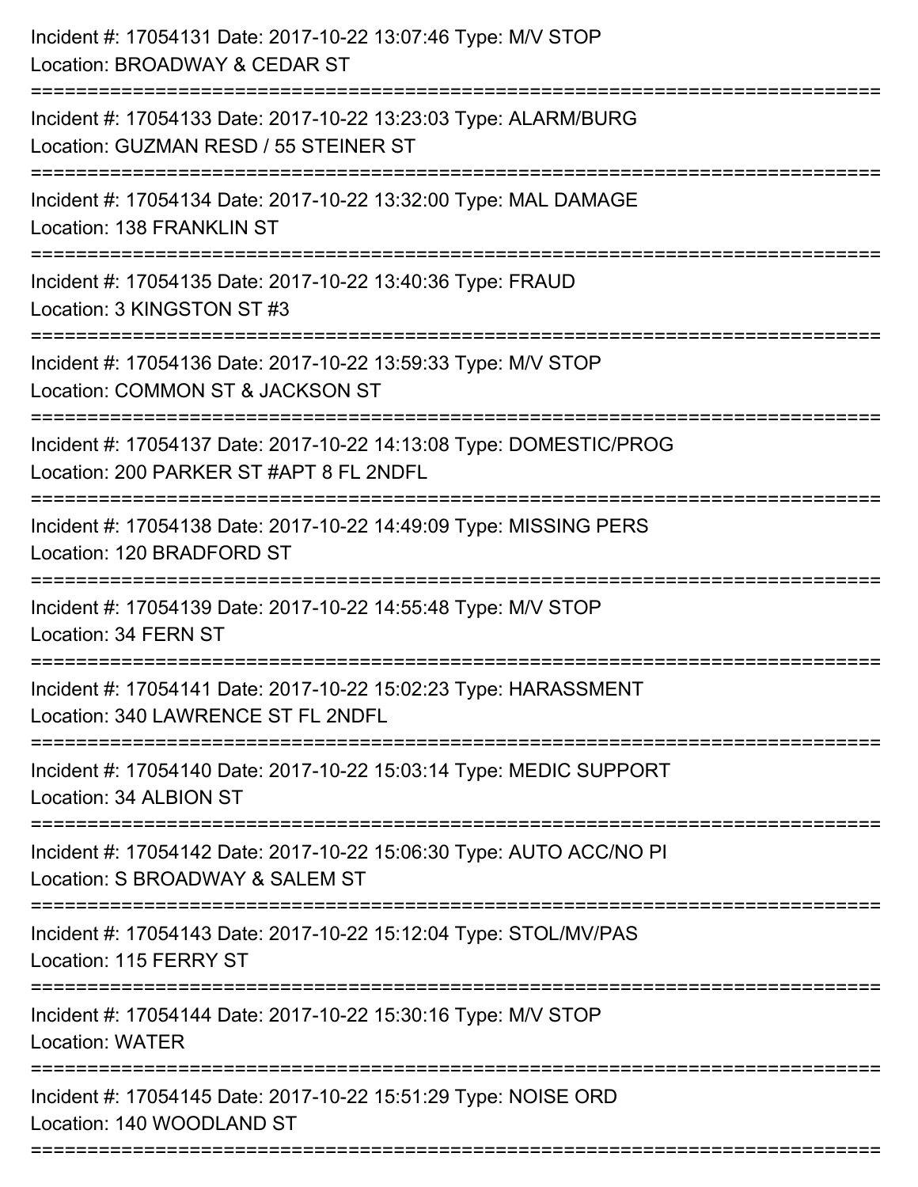Incident #: 17054131 Date: 2017-10-22 13:07:46 Type: M/V STOP
Location: BROADWAY & CEDAR ST

===========================================================================

Incident #: 17054133 Date: 2017-10-22 13:23:03 Type: ALARM/BURG
Location: GUZMAN RESD / 55 STEINER ST

===========================================================================

Incident #: 17054134 Date: 2017-10-22 13:32:00 Type: MAL DAMAGE
Location: 138 FRANKLIN ST

===========================================================================

Incident #: 17054135 Date: 2017-10-22 13:40:36 Type: FRAUD
Location: 3 KINGSTON ST #3

===========================================================================

Incident #: 17054136 Date: 2017-10-22 13:59:33 Type: M/V STOP
Location: COMMON ST & JACKSON ST

===========================================================================

Incident #: 17054137 Date: 2017-10-22 14:13:08 Type: DOMESTIC/PROG
Location: 200 PARKER ST #APT 8 FL 2NDFL

===========================================================================

Incident #: 17054138 Date: 2017-10-22 14:49:09 Type: MISSING PERS
Location: 120 BRADFORD ST

===========================================================================

Incident #: 17054139 Date: 2017-10-22 14:55:48 Type: M/V STOP
Location: 34 FERN ST

===========================================================================

Incident #: 17054141 Date: 2017-10-22 15:02:23 Type: HARASSMENT
Location: 340 LAWRENCE ST FL 2NDFL

===========================================================================

Incident #: 17054140 Date: 2017-10-22 15:03:14 Type: MEDIC SUPPORT
Location: 34 ALBION ST

===========================================================================

Incident #: 17054142 Date: 2017-10-22 15:06:30 Type: AUTO ACC/NO PI
Location: S BROADWAY & SALEM ST

===========================================================================

Incident #: 17054143 Date: 2017-10-22 15:12:04 Type: STOL/MV/PAS
Location: 115 FERRY ST

===========================================================================

Incident #: 17054144 Date: 2017-10-22 15:30:16 Type: M/V STOP
Location: WATER

===========================================================================

Incident #: 17054145 Date: 2017-10-22 15:51:29 Type: NOISE ORD
Location: 140 WOODLAND ST

===========================================================================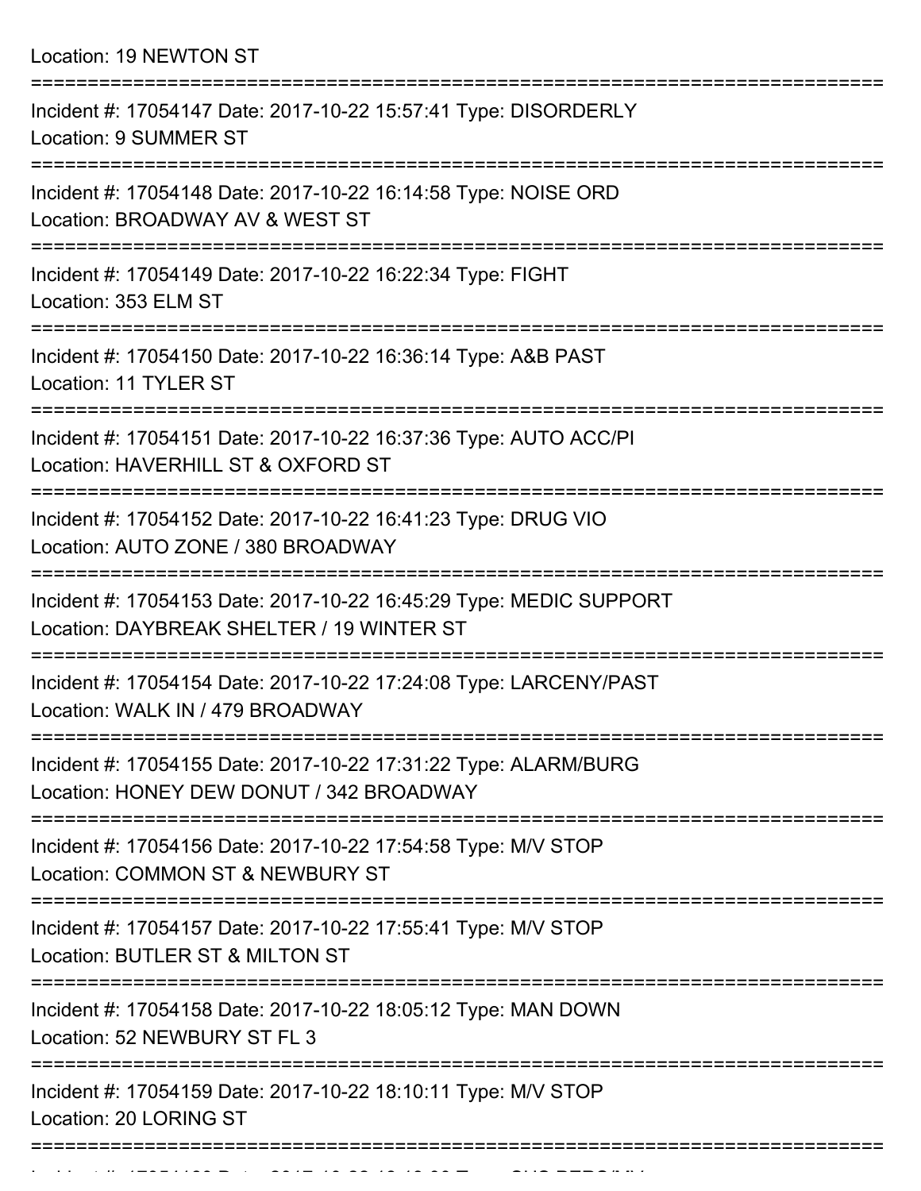Location: 19 NEWTON ST

===========================================================================

Incident #: 17054147 Date: 2017-10-22 15:57:41 Type: DISORDERLY
Location: 9 SUMMER ST

===========================================================================

Incident #: 17054148 Date: 2017-10-22 16:14:58 Type: NOISE ORD
Location: BROADWAY AV & WEST ST

===========================================================================

Incident #: 17054149 Date: 2017-10-22 16:22:34 Type: FIGHT
Location: 353 ELM ST

===========================================================================

Incident #: 17054150 Date: 2017-10-22 16:36:14 Type: A&B PAST
Location: 11 TYLER ST

===========================================================================

Incident #: 17054151 Date: 2017-10-22 16:37:36 Type: AUTO ACC/PI
Location: HAVERHILL ST & OXFORD ST

===========================================================================

Incident #: 17054152 Date: 2017-10-22 16:41:23 Type: DRUG VIO
Location: AUTO ZONE / 380 BROADWAY

===========================================================================

Incident #: 17054153 Date: 2017-10-22 16:45:29 Type: MEDIC SUPPORT
Location: DAYBREAK SHELTER / 19 WINTER ST

===========================================================================

Incident #: 17054154 Date: 2017-10-22 17:24:08 Type: LARCENY/PAST
Location: WALK IN / 479 BROADWAY

===========================================================================

Incident #: 17054155 Date: 2017-10-22 17:31:22 Type: ALARM/BURG
Location: HONEY DEW DONUT / 342 BROADWAY

===========================================================================

Incident #: 17054156 Date: 2017-10-22 17:54:58 Type: M/V STOP
Location: COMMON ST & NEWBURY ST

===========================================================================

Incident #: 17054157 Date: 2017-10-22 17:55:41 Type: M/V STOP
Location: BUTLER ST & MILTON ST

===========================================================================

Incident #: 17054158 Date: 2017-10-22 18:05:12 Type: MAN DOWN
Location: 52 NEWBURY ST FL 3

===========================================================================

Incident #: 17054159 Date: 2017-10-22 18:10:11 Type: M/V STOP
Location: 20 LORING ST

===========================================================================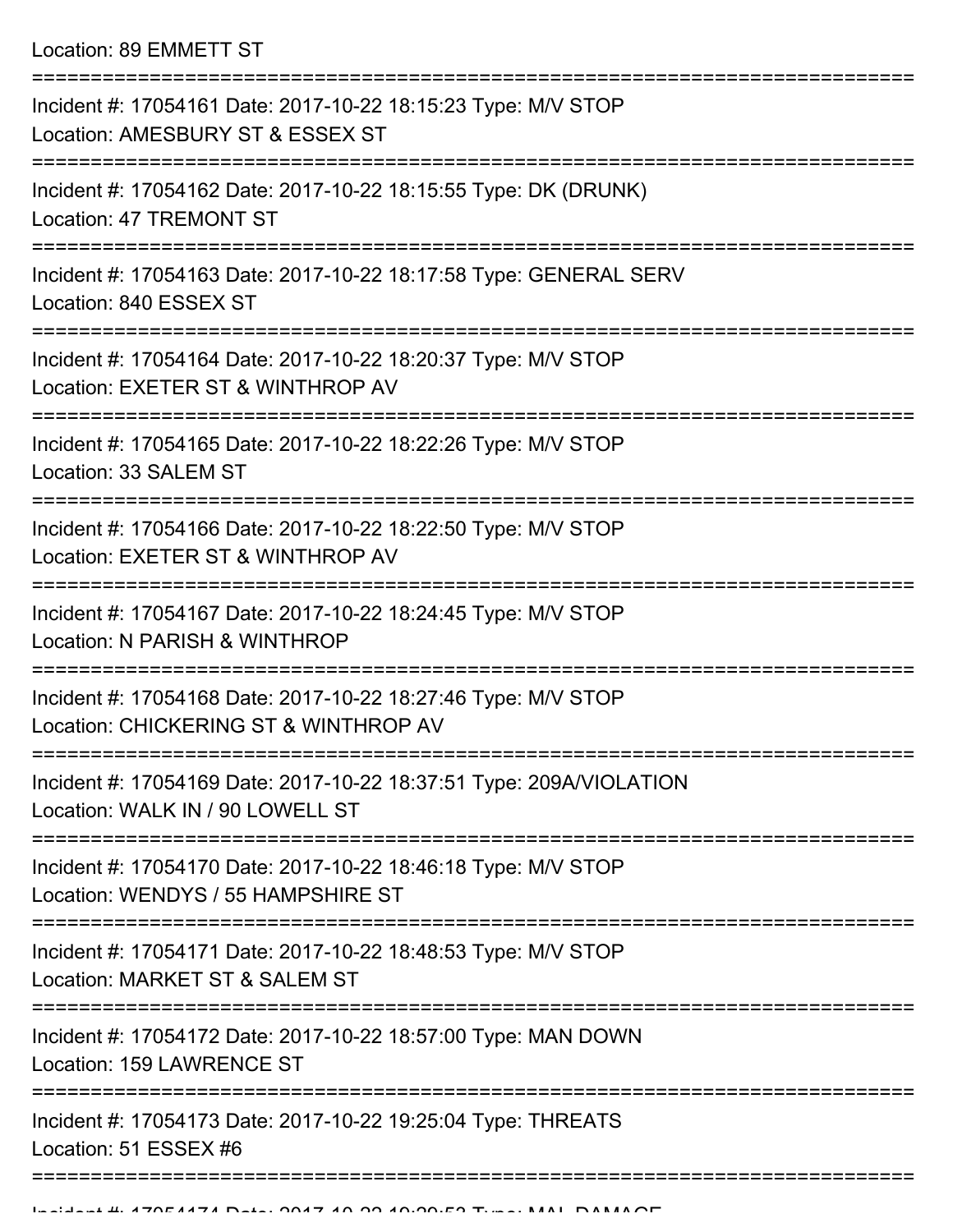Location: 89 EMMETT ST

===========================================================================

Incident #: 17054161 Date: 2017-10-22 18:15:23 Type: M/V STOP
Location: AMESBURY ST & ESSEX ST

===========================================================================

Incident #: 17054162 Date: 2017-10-22 18:15:55 Type: DK (DRUNK)
Location: 47 TREMONT ST

===========================================================================

Incident #: 17054163 Date: 2017-10-22 18:17:58 Type: GENERAL SERV
Location: 840 ESSEX ST

===========================================================================

Incident #: 17054164 Date: 2017-10-22 18:20:37 Type: M/V STOP
Location: EXETER ST & WINTHROP AV

===========================================================================

Incident #: 17054165 Date: 2017-10-22 18:22:26 Type: M/V STOP
Location: 33 SALEM ST

===========================================================================

Incident #: 17054166 Date: 2017-10-22 18:22:50 Type: M/V STOP
Location: EXETER ST & WINTHROP AV

===========================================================================

Incident #: 17054167 Date: 2017-10-22 18:24:45 Type: M/V STOP
Location: N PARISH & WINTHROP

===========================================================================

Incident #: 17054168 Date: 2017-10-22 18:27:46 Type: M/V STOP
Location: CHICKERING ST & WINTHROP AV

===========================================================================

Incident #: 17054169 Date: 2017-10-22 18:37:51 Type: 209A/VIOLATION
Location: WALK IN / 90 LOWELL ST

===========================================================================

Incident #: 17054170 Date: 2017-10-22 18:46:18 Type: M/V STOP
Location: WENDYS / 55 HAMPSHIRE ST

===========================================================================

Incident #: 17054171 Date: 2017-10-22 18:48:53 Type: M/V STOP
Location: MARKET ST & SALEM ST

===========================================================================

Incident #: 17054172 Date: 2017-10-22 18:57:00 Type: MAN DOWN
Location: 159 LAWRENCE ST

===========================================================================

Incident #: 17054173 Date: 2017-10-22 19:25:04 Type: THREATS
Location: 51 ESSEX #6

===========================================================================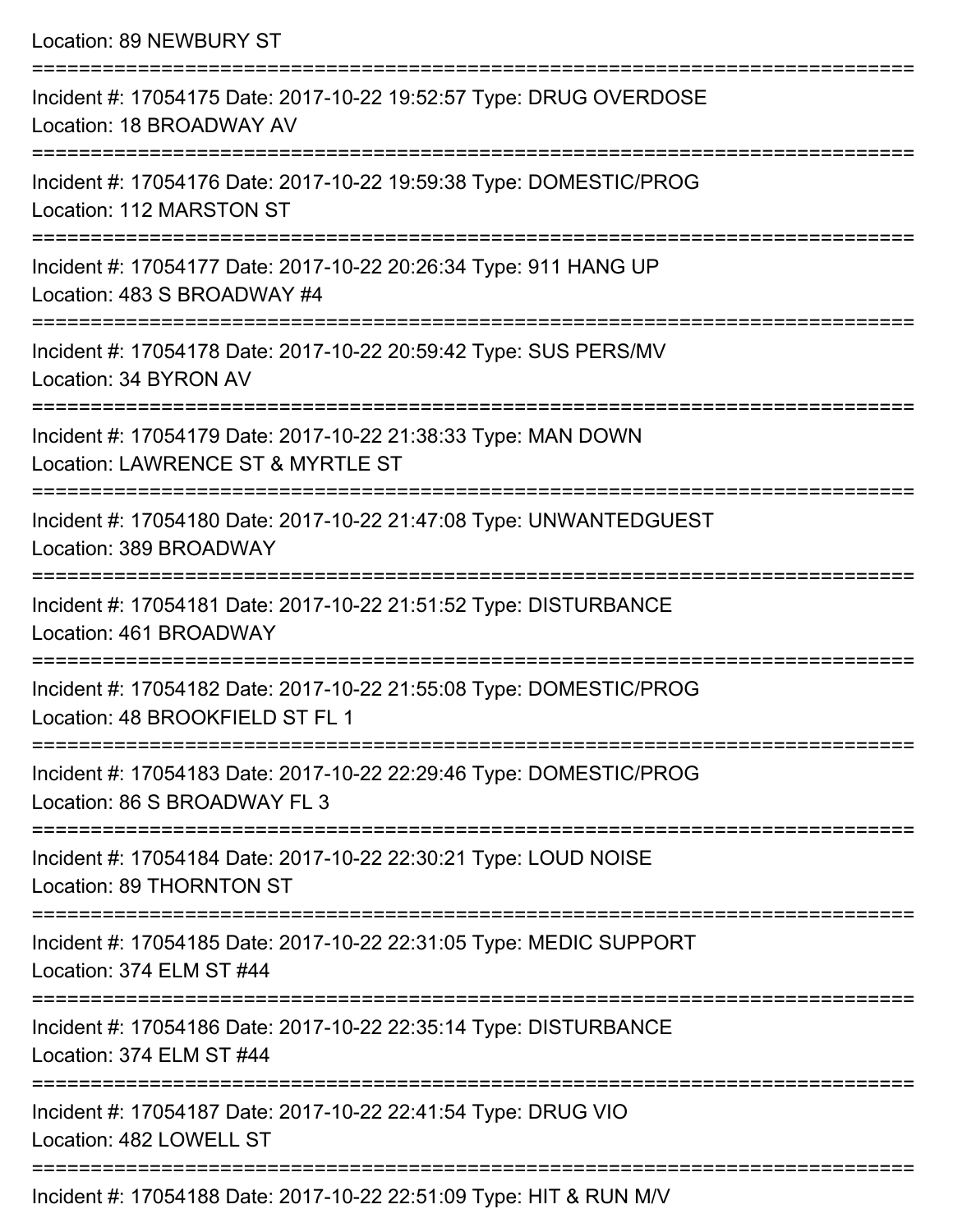Location: 89 NEWBURY ST

===========================================================================

Incident #: 17054175 Date: 2017-10-22 19:52:57 Type: DRUG OVERDOSE
Location: 18 BROADWAY AV

===========================================================================

Incident #: 17054176 Date: 2017-10-22 19:59:38 Type: DOMESTIC/PROG
Location: 112 MARSTON ST

===========================================================================

Incident #: 17054177 Date: 2017-10-22 20:26:34 Type: 911 HANG UP
Location: 483 S BROADWAY #4

===========================================================================

Incident #: 17054178 Date: 2017-10-22 20:59:42 Type: SUS PERS/MV
Location: 34 BYRON AV

===========================================================================

Incident #: 17054179 Date: 2017-10-22 21:38:33 Type: MAN DOWN
Location: LAWRENCE ST & MYRTLE ST

===========================================================================

Incident #: 17054180 Date: 2017-10-22 21:47:08 Type: UNWANTEDGUEST
Location: 389 BROADWAY

===========================================================================

Incident #: 17054181 Date: 2017-10-22 21:51:52 Type: DISTURBANCE
Location: 461 BROADWAY

===========================================================================

Incident #: 17054182 Date: 2017-10-22 21:55:08 Type: DOMESTIC/PROG
Location: 48 BROOKFIELD ST FL 1

===========================================================================

Incident #: 17054183 Date: 2017-10-22 22:29:46 Type: DOMESTIC/PROG
Location: 86 S BROADWAY FL 3

===========================================================================

Incident #: 17054184 Date: 2017-10-22 22:30:21 Type: LOUD NOISE
Location: 89 THORNTON ST

===========================================================================

Incident #: 17054185 Date: 2017-10-22 22:31:05 Type: MEDIC SUPPORT
Location: 374 ELM ST #44

===========================================================================

Incident #: 17054186 Date: 2017-10-22 22:35:14 Type: DISTURBANCE
Location: 374 ELM ST #44

===========================================================================

Incident #: 17054187 Date: 2017-10-22 22:41:54 Type: DRUG VIO
Location: 482 LOWELL ST

===========================================================================

Incident #: 17054188 Date: 2017-10-22 22:51:09 Type: HIT & RUN M/V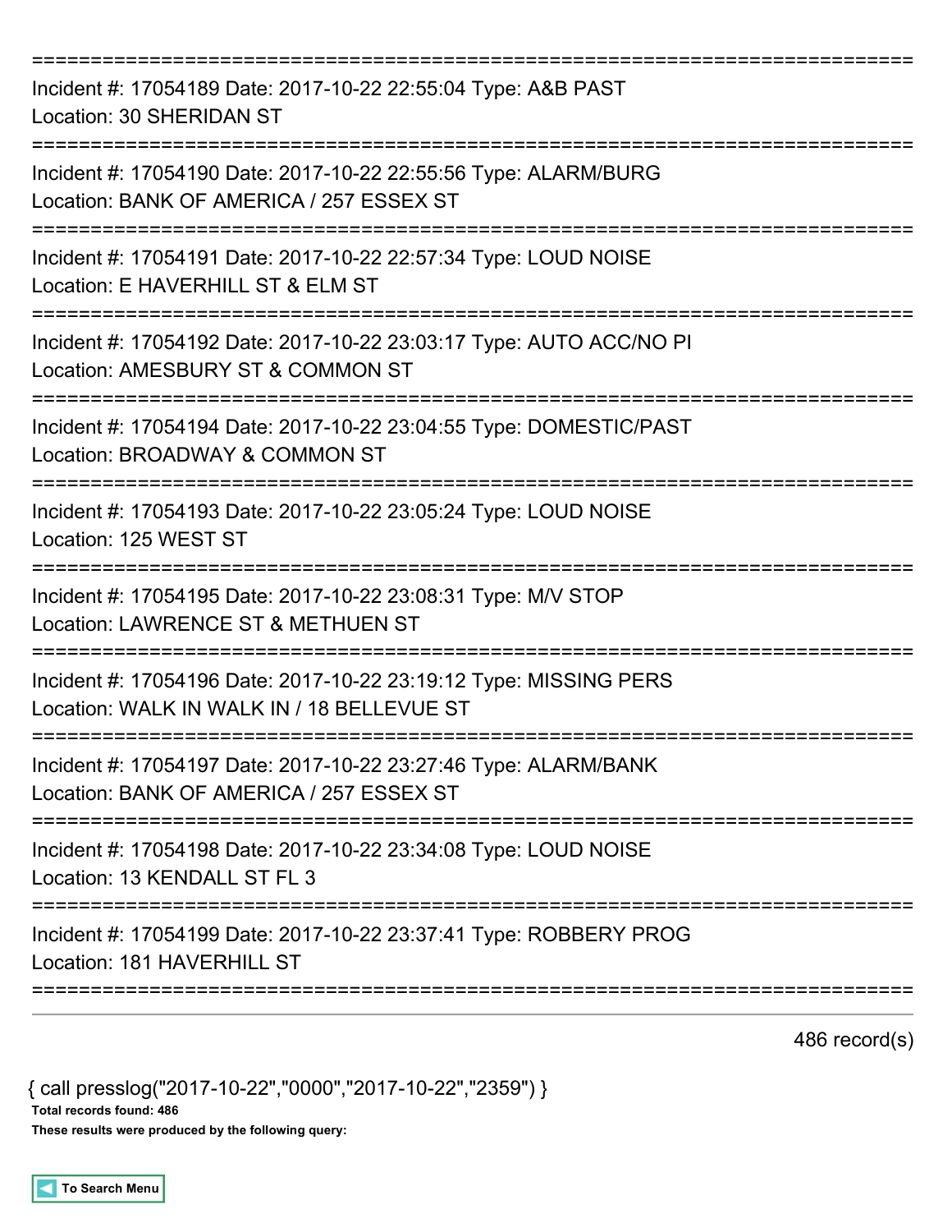===========================================================================

Incident #: 17054189 Date: 2017-10-22 22:55:04 Type: A&B PAST
Location: 30 SHERIDAN ST

===========================================================================

Incident #: 17054190 Date: 2017-10-22 22:55:56 Type: ALARM/BURG
Location: BANK OF AMERICA / 257 ESSEX ST

===========================================================================

Incident #: 17054191 Date: 2017-10-22 22:57:34 Type: LOUD NOISE
Location: E HAVERHILL ST & ELM ST

===========================================================================

Incident #: 17054192 Date: 2017-10-22 23:03:17 Type: AUTO ACC/NO PI
Location: AMESBURY ST & COMMON ST

===========================================================================

Incident #: 17054194 Date: 2017-10-22 23:04:55 Type: DOMESTIC/PAST
Location: BROADWAY & COMMON ST

===========================================================================

Incident #: 17054193 Date: 2017-10-22 23:05:24 Type: LOUD NOISE
Location: 125 WEST ST

===========================================================================

Incident #: 17054195 Date: 2017-10-22 23:08:31 Type: M/V STOP
Location: LAWRENCE ST & METHUEN ST

===========================================================================

Incident #: 17054196 Date: 2017-10-22 23:19:12 Type: MISSING PERS
Location: WALK IN WALK IN / 18 BELLEVUE ST

===========================================================================

Incident #: 17054197 Date: 2017-10-22 23:27:46 Type: ALARM/BANK
Location: BANK OF AMERICA / 257 ESSEX ST

===========================================================================

Incident #: 17054198 Date: 2017-10-22 23:34:08 Type: LOUD NOISE
Location: 13 KENDALL ST FL 3

===========================================================================

Incident #: 17054199 Date: 2017-10-22 23:37:41 Type: ROBBERY PROG
Location: 181 HAVERHILL ST

===========================================================================

486 record(s)

{ call presslog("2017-10-22","0000","2017-10-22","2359") }

**Total records found: 486**

**These results were produced by the following query:**

To Search Menu